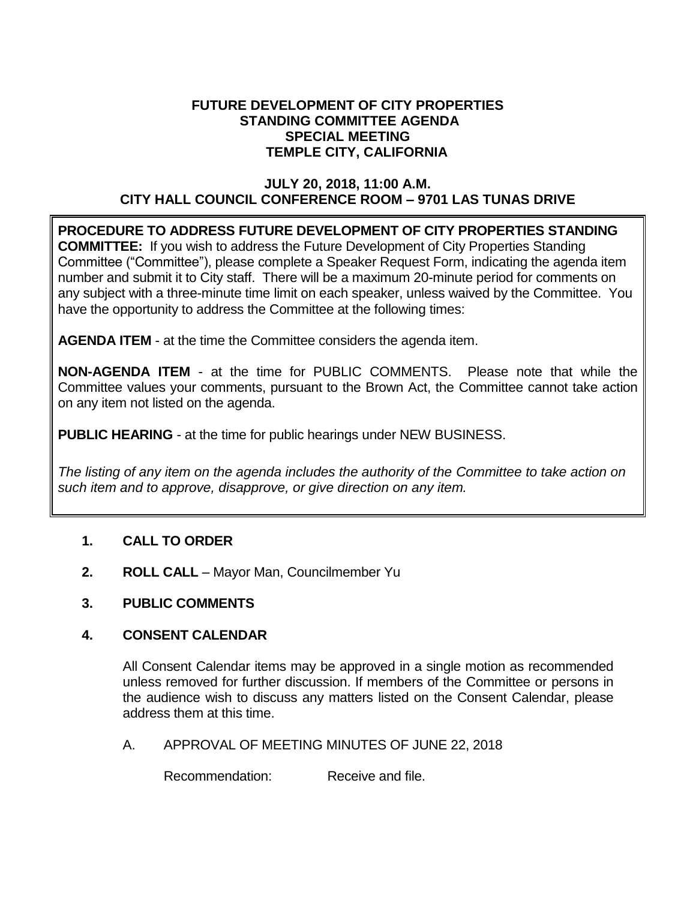# FUTURE DEVELOPMENT OF CITY PROPERTIES STANDING COMMITTEE AGENDA SPECIAL MEETING TEMPLE CITY, CALIFORNIA

## JULY 20, 2018, 11:00 A.M.
## CITY HALL COUNCIL CONFERENCE ROOM – 9701 LAS TUNAS DRIVE

**PROCEDURE TO ADDRESS FUTURE DEVELOPMENT OF CITY PROPERTIES STANDING COMMITTEE:** If you wish to address the Future Development of City Properties Standing Committee ("Committee"), please complete a Speaker Request Form, indicating the agenda item number and submit it to City staff. There will be a maximum 20-minute period for comments on any subject with a three-minute time limit on each speaker, unless waived by the Committee. You have the opportunity to address the Committee at the following times:

**AGENDA ITEM** - at the time the Committee considers the agenda item.

**NON-AGENDA ITEM** - at the time for PUBLIC COMMENTS. Please note that while the Committee values your comments, pursuant to the Brown Act, the Committee cannot take action on any item not listed on the agenda.

**PUBLIC HEARING** - at the time for public hearings under NEW BUSINESS.

*The listing of any item on the agenda includes the authority of the Committee to take action on such item and to approve, disapprove, or give direction on any item.*

**1. CALL TO ORDER**

**2. ROLL CALL** – Mayor Man, Councilmember Yu

**3. PUBLIC COMMENTS**

**4. CONSENT CALENDAR**

All Consent Calendar items may be approved in a single motion as recommended unless removed for further discussion. If members of the Committee or persons in the audience wish to discuss any matters listed on the Consent Calendar, please address them at this time.

A. APPROVAL OF MEETING MINUTES OF JUNE 22, 2018

Recommendation: Receive and file.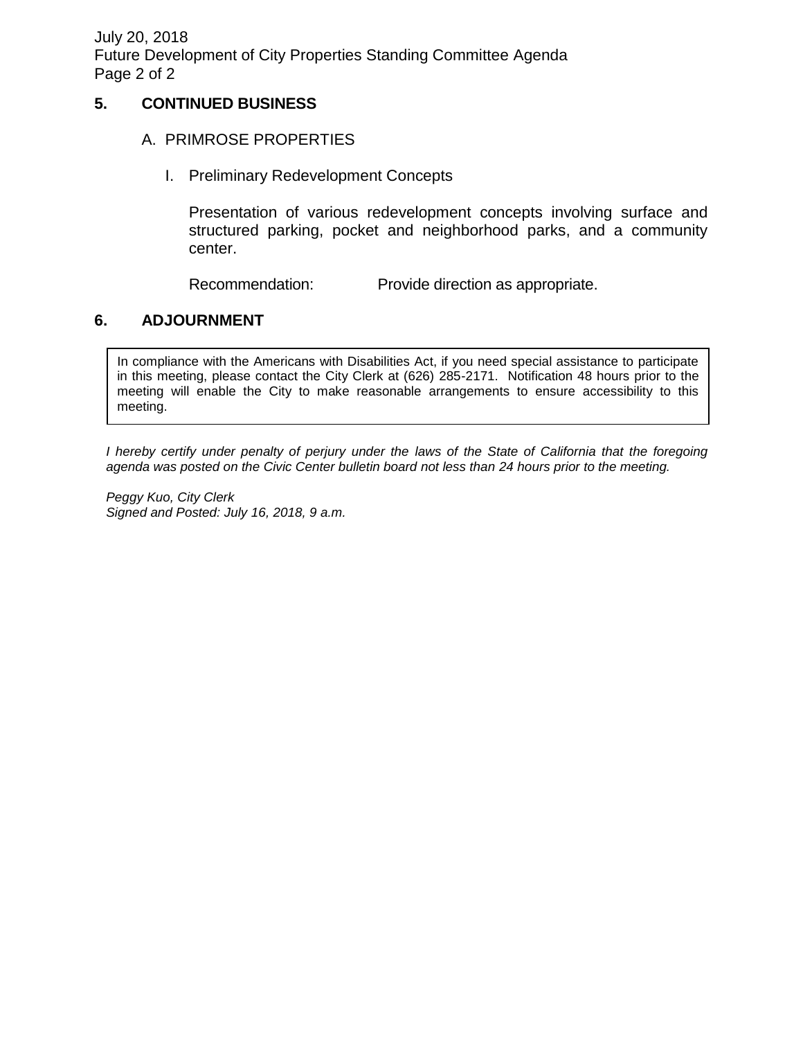## 5. CONTINUED BUSINESS

### A. PRIMROSE PROPERTIES

#### I. Preliminary Redevelopment Concepts

Presentation of various redevelopment concepts involving surface and structured parking, pocket and neighborhood parks, and a community center.

Recommendation: Provide direction as appropriate.

## 6. ADJOURNMENT

In compliance with the Americans with Disabilities Act, if you need special assistance to participate in this meeting, please contact the City Clerk at (626) 285-2171. Notification 48 hours prior to the meeting will enable the City to make reasonable arrangements to ensure accessibility to this meeting.

*I hereby certify under penalty of perjury under the laws of the State of California that the foregoing agenda was posted on the Civic Center bulletin board not less than 24 hours prior to the meeting.*

*Peggy Kuo, City Clerk*
*Signed and Posted: July 16, 2018, 9 a.m.*